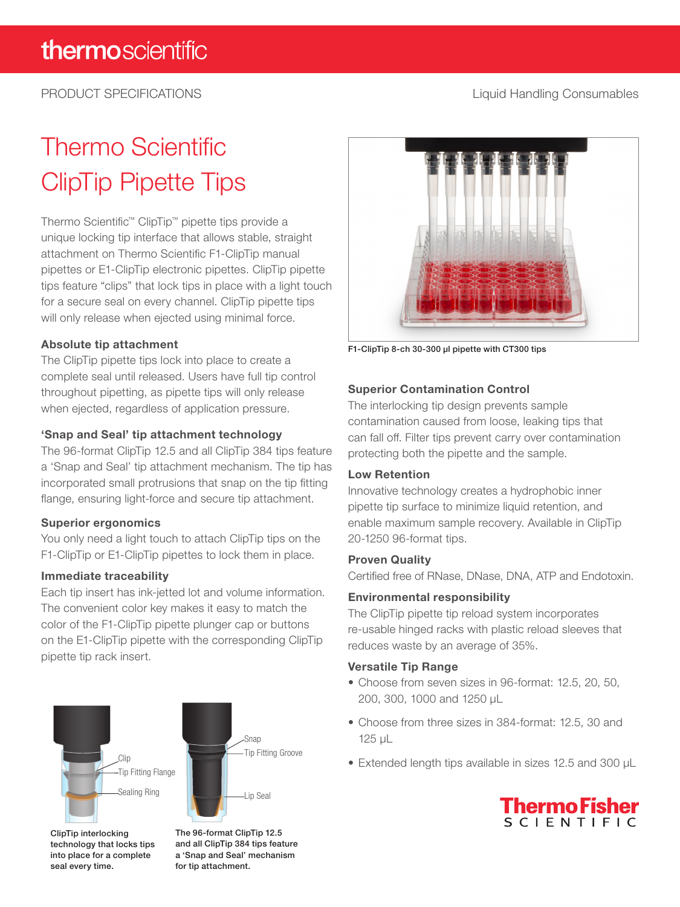PRODUCT SPECIFICATIONS

Liquid Handling Consumables

# Thermo Scientific ClipTip Pipette Tips

Thermo Scientific™ ClipTip™ pipette tips provide a unique locking tip interface that allows stable, straight attachment on Thermo Scientific F1-ClipTip manual pipettes or E1-ClipTip electronic pipettes. ClipTip pipette tips feature "clips" that lock tips in place with a light touch for a secure seal on every channel. ClipTip pipette tips will only release when ejected using minimal force.

### Absolute tip attachment

The ClipTip pipette tips lock into place to create a complete seal until released. Users have full tip control throughout pipetting, as pipette tips will only release when ejected, regardless of application pressure.

### 'Snap and Seal' tip attachment technology

The 96-format ClipTip 12.5 and all ClipTip 384 tips feature a 'Snap and Seal' tip attachment mechanism. The tip has incorporated small protrusions that snap on the tip fitting flange, ensuring light-force and secure tip attachment.

### Superior ergonomics

You only need a light touch to attach ClipTip tips on the F1-ClipTip or E1-ClipTip pipettes to lock them in place.

### Immediate traceability

Each tip insert has ink-jetted lot and volume information. The convenient color key makes it easy to match the color of the F1-ClipTip pipette plunger cap or buttons on the E1-ClipTip pipette with the corresponding ClipTip pipette tip rack insert.

Clip
Tip Fitting Flange
Sealing Ring

ClipTip interlocking technology that locks tips into place for a complete seal every time.

Snap
Tip Fitting Groove
Lip Seal

The 96-format ClipTip 12.5 and all ClipTip 384 tips feature a 'Snap and Seal' mechanism for tip attachment.

F1-ClipTip 8-ch 30-300 µl pipette with CT300 tips

### Superior Contamination Control

The interlocking tip design prevents sample contamination caused from loose, leaking tips that can fall off. Filter tips prevent carry over contamination protecting both the pipette and the sample.

### Low Retention

Innovative technology creates a hydrophobic inner pipette tip surface to minimize liquid retention, and enable maximum sample recovery. Available in ClipTip 20-1250 96-format tips.

### Proven Quality

Certified free of RNase, DNase, DNA, ATP and Endotoxin.

### Environmental responsibility

The ClipTip pipette tip reload system incorporates re-usable hinged racks with plastic reload sleeves that reduces waste by an average of 35%.

### Versatile Tip Range

- Choose from seven sizes in 96-format: 12.5, 20, 50, 200, 300, 1000 and 1250 µL
- Choose from three sizes in 384-format: 12.5, 30 and 125 µL
- Extended length tips available in sizes 12.5 and 300 µL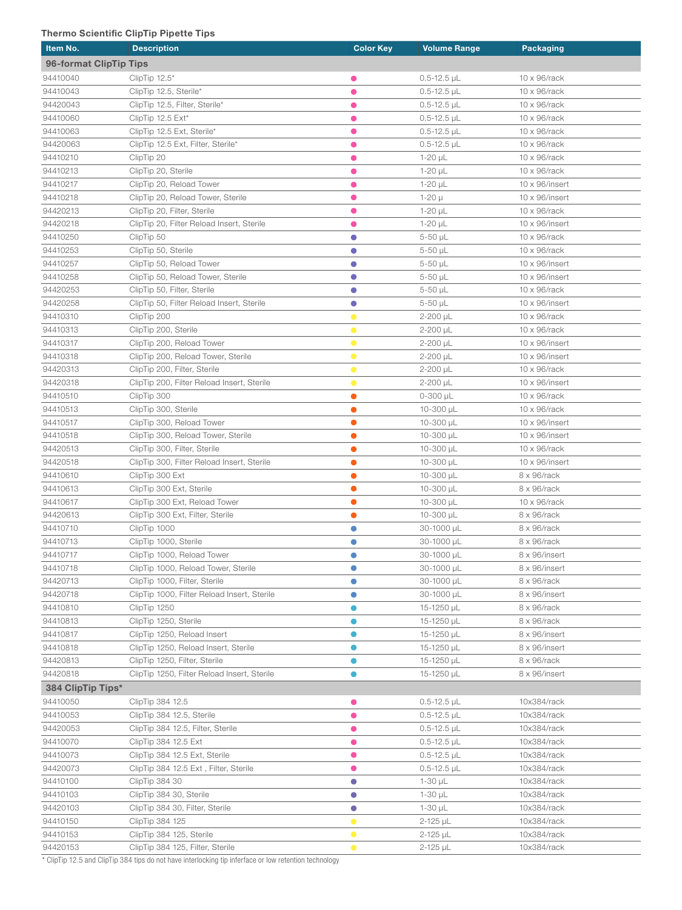**Thermo Scientific ClipTip Pipette Tips**

| Item No. | Description | Color Key | Volume Range | Packaging |
|---|---|---|---|---|
| **96-format ClipTip Tips** | | | | |
| 94410040 | ClipTip 12.5* | ● | 0.5-12.5 µL | 10 x 96/rack |
| 94410043 | ClipTip 12.5, Sterile* | ● | 0.5-12.5 µL | 10 x 96/rack |
| 94420043 | ClipTip 12.5, Filter, Sterile* | ● | 0.5-12.5 µL | 10 x 96/rack |
| 94410060 | ClipTip 12.5 Ext* | ● | 0.5-12.5 µL | 10 x 96/rack |
| 94410063 | ClipTip 12.5 Ext, Sterile* | ● | 0.5-12.5 µL | 10 x 96/rack |
| 94420063 | ClipTip 12.5 Ext, Filter, Sterile* | ● | 0.5-12.5 µL | 10 x 96/rack |
| 94410210 | ClipTip 20 | ● | 1-20 µL | 10 x 96/rack |
| 94410213 | ClipTip 20, Sterile | ● | 1-20 µL | 10 x 96/rack |
| 94410217 | ClipTip 20, Reload Tower | ● | 1-20 µL | 10 x 96/insert |
| 94410218 | ClipTip 20, Reload Tower, Sterile | ● | 1-20 µ | 10 x 96/insert |
| 94420213 | ClipTip 20, Filter, Sterile | ● | 1-20 µL | 10 x 96/rack |
| 94420218 | ClipTip 20, Filter Reload Insert, Sterile | ● | 1-20 µL | 10 x 96/insert |
| 94410250 | ClipTip 50 | ● | 5-50 µL | 10 x 96/rack |
| 94410253 | ClipTip 50, Sterile | ● | 5-50 µL | 10 x 96/rack |
| 94410257 | ClipTip 50, Reload Tower | ● | 5-50 µL | 10 x 96/insert |
| 94410258 | ClipTip 50, Reload Tower, Sterile | ● | 5-50 µL | 10 x 96/insert |
| 94420253 | ClipTip 50, Filter, Sterile | ● | 5-50 µL | 10 x 96/rack |
| 94420258 | ClipTip 50, Filter Reload Insert, Sterile | ● | 5-50 µL | 10 x 96/insert |
| 94410310 | ClipTip 200 | ● | 2-200 µL | 10 x 96/rack |
| 94410313 | ClipTip 200, Sterile | ● | 2-200 µL | 10 x 96/rack |
| 94410317 | ClipTip 200, Reload Tower | ● | 2-200 µL | 10 x 96/insert |
| 94410318 | ClipTip 200, Reload Tower, Sterile | ● | 2-200 µL | 10 x 96/insert |
| 94420313 | ClipTip 200, Filter, Sterile | ● | 2-200 µL | 10 x 96/rack |
| 94420318 | ClipTip 200, Filter Reload Insert, Sterile | ● | 2-200 µL | 10 x 96/insert |
| 94410510 | ClipTip 300 | ● | 0-300 µL | 10 x 96/rack |
| 94410513 | ClipTip 300, Sterile | ● | 10-300 µL | 10 x 96/rack |
| 94410517 | ClipTip 300, Reload Tower | ● | 10-300 µL | 10 x 96/insert |
| 94410518 | ClipTip 300, Reload Tower, Sterile | ● | 10-300 µL | 10 x 96/insert |
| 94420513 | ClipTip 300, Filter, Sterile | ● | 10-300 µL | 10 x 96/rack |
| 94420518 | ClipTip 300, Filter Reload Insert, Sterile | ● | 10-300 µL | 10 x 96/insert |
| 94410610 | ClipTip 300 Ext | ● | 10-300 µL | 8 x 96/rack |
| 94410613 | ClipTip 300 Ext, Sterile | ● | 10-300 µL | 8 x 96/rack |
| 94410617 | ClipTip 300 Ext, Reload Tower | ● | 10-300 µL | 10 x 96/rack |
| 94420613 | ClipTip 300 Ext, Filter, Sterile | ● | 10-300 µL | 8 x 96/rack |
| 94410710 | ClipTip 1000 | ● | 30-1000 µL | 8 x 96/rack |
| 94410713 | ClipTip 1000, Sterile | ● | 30-1000 µL | 8 x 96/rack |
| 94410717 | ClipTip 1000, Reload Tower | ● | 30-1000 µL | 8 x 96/insert |
| 94410718 | ClipTip 1000, Reload Tower, Sterile | ● | 30-1000 µL | 8 x 96/insert |
| 94420713 | ClipTip 1000, Filter, Sterile | ● | 30-1000 µL | 8 x 96/rack |
| 94420718 | ClipTip 1000, Filter Reload Insert, Sterile | ● | 30-1000 µL | 8 x 96/insert |
| 94410810 | ClipTip 1250 | ● | 15-1250 µL | 8 x 96/rack |
| 94410813 | ClipTip 1250, Sterile | ● | 15-1250 µL | 8 x 96/rack |
| 94410817 | ClipTip 1250, Reload Insert | ● | 15-1250 µL | 8 x 96/insert |
| 94410818 | ClipTip 1250, Reload Insert, Sterile | ● | 15-1250 µL | 8 x 96/insert |
| 94420813 | ClipTip 1250, Filter, Sterile | ● | 15-1250 µL | 8 x 96/rack |
| 94420818 | ClipTip 1250, Filter Reload Insert, Sterile | ● | 15-1250 µL | 8 x 96/insert |
| **384 ClipTip Tips*** | | | | |
| 94410050 | ClipTip 384 12.5 | ● | 0.5-12.5 µL | 10x384/rack |
| 94410053 | ClipTip 384 12.5, Sterile | ● | 0.5-12.5 µL | 10x384/rack |
| 94420053 | ClipTip 384 12.5, Filter, Sterile | ● | 0.5-12.5 µL | 10x384/rack |
| 94410070 | ClipTip 384 12.5 Ext | ● | 0.5-12.5 µL | 10x384/rack |
| 94410073 | ClipTip 384 12.5 Ext, Sterile | ● | 0.5-12.5 µL | 10x384/rack |
| 94420073 | ClipTip 384 12.5 Ext , Filter, Sterile | ● | 0.5-12.5 µL | 10x384/rack |
| 94410100 | ClipTip 384 30 | ● | 1-30 µL | 10x384/rack |
| 94410103 | ClipTip 384 30, Sterile | ● | 1-30 µL | 10x384/rack |
| 94420103 | ClipTip 384 30, Filter, Sterile | ● | 1-30 µL | 10x384/rack |
| 94410150 | ClipTip 384 125 | ● | 2-125 µL | 10x384/rack |
| 94410153 | ClipTip 384 125, Sterile | ● | 2-125 µL | 10x384/rack |
| 94420153 | ClipTip 384 125, Filter, Sterile | ● | 2-125 µL | 10x384/rack |

* ClipTip 12.5 and ClipTip 384 tips do not have interlocking tip interface or low retention technology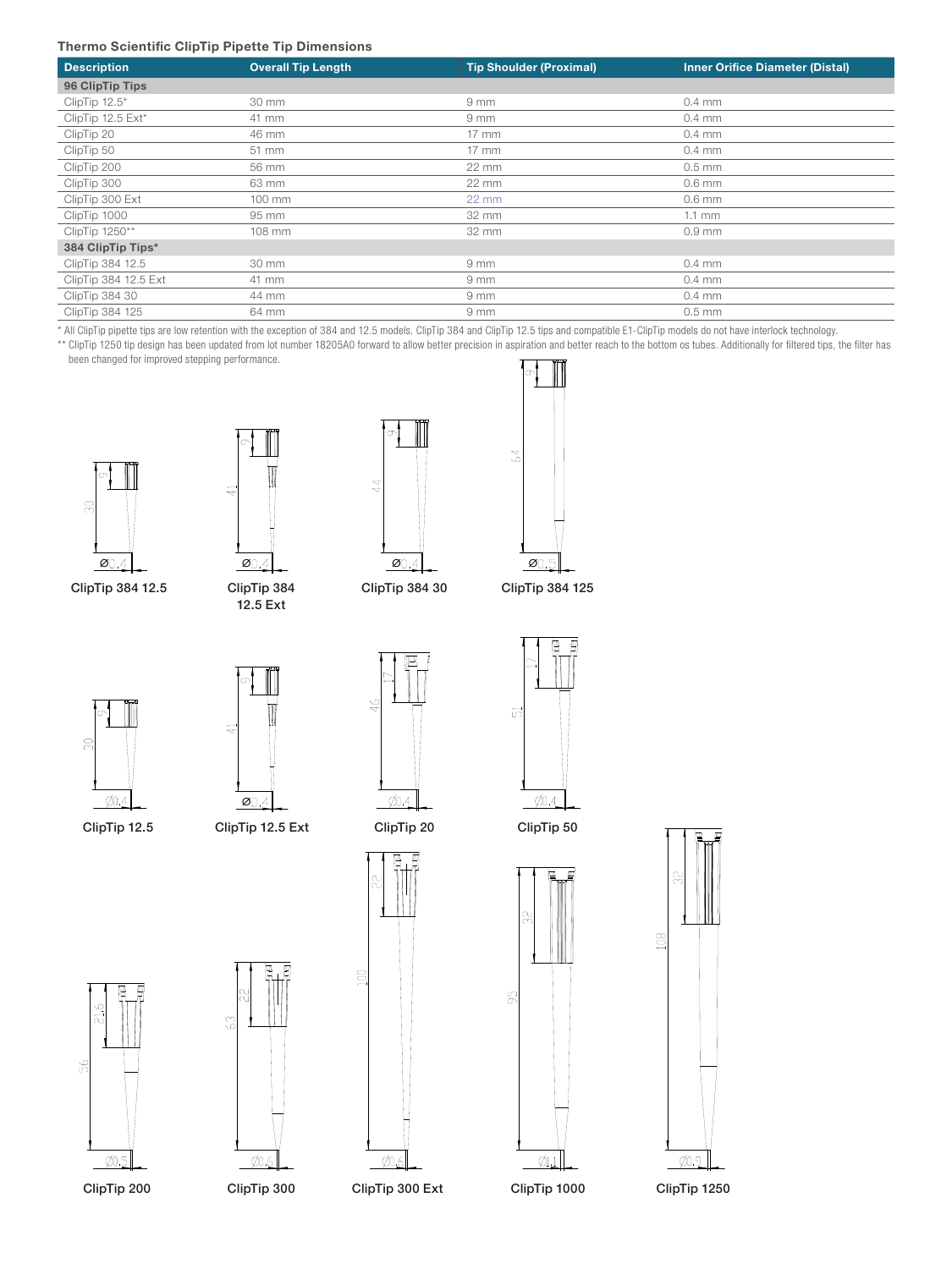### Thermo Scientific ClipTip Pipette Tip Dimensions

| Description | Overall Tip Length | Tip Shoulder (Proximal) | Inner Orifice Diameter (Distal) |
|---|---|---|---|
| **96 ClipTip Tips** | | | |
| ClipTip 12.5* | 30 mm | 9 mm | 0.4 mm |
| ClipTip 12.5 Ext* | 41 mm | 9 mm | 0.4 mm |
| ClipTip 20 | 46 mm | 17 mm | 0.4 mm |
| ClipTip 50 | 51 mm | 17 mm | 0.4 mm |
| ClipTip 200 | 56 mm | 22 mm | 0.5 mm |
| ClipTip 300 | 63 mm | 22 mm | 0.6 mm |
| ClipTip 300 Ext | 100 mm | 22 mm | 0.6 mm |
| ClipTip 1000 | 95 mm | 32 mm | 1.1 mm |
| ClipTip 1250** | 108 mm | 32 mm | 0.9 mm |
| **384 ClipTip Tips*** | | | |
| ClipTip 384 12.5 | 30 mm | 9 mm | 0.4 mm |
| ClipTip 384 12.5 Ext | 41 mm | 9 mm | 0.4 mm |
| ClipTip 384 30 | 44 mm | 9 mm | 0.4 mm |
| ClipTip 384 125 | 64 mm | 9 mm | 0.5 mm |

\* All ClipTip pipette tips are low retention with the exception of 384 and 12.5 models. ClipTip 384 and ClipTip 12.5 tips and compatible E1-ClipTip models do not have interlock technology.

** ClipTip 1250 tip design has been updated from lot number 18205A0 forward to allow better precision in aspiration and better reach to the bottom os tubes. Additionally for filtered tips, the filter has been changed for improved stepping performance.

ClipTip 384 12.5

ClipTip 384 12.5 Ext

ClipTip 384 30

ClipTip 384 125

ClipTip 12.5

ClipTip 12.5 Ext

ClipTip 20

ClipTip 50

ClipTip 200

ClipTip 300

ClipTip 300 Ext

ClipTip 1000

ClipTip 1250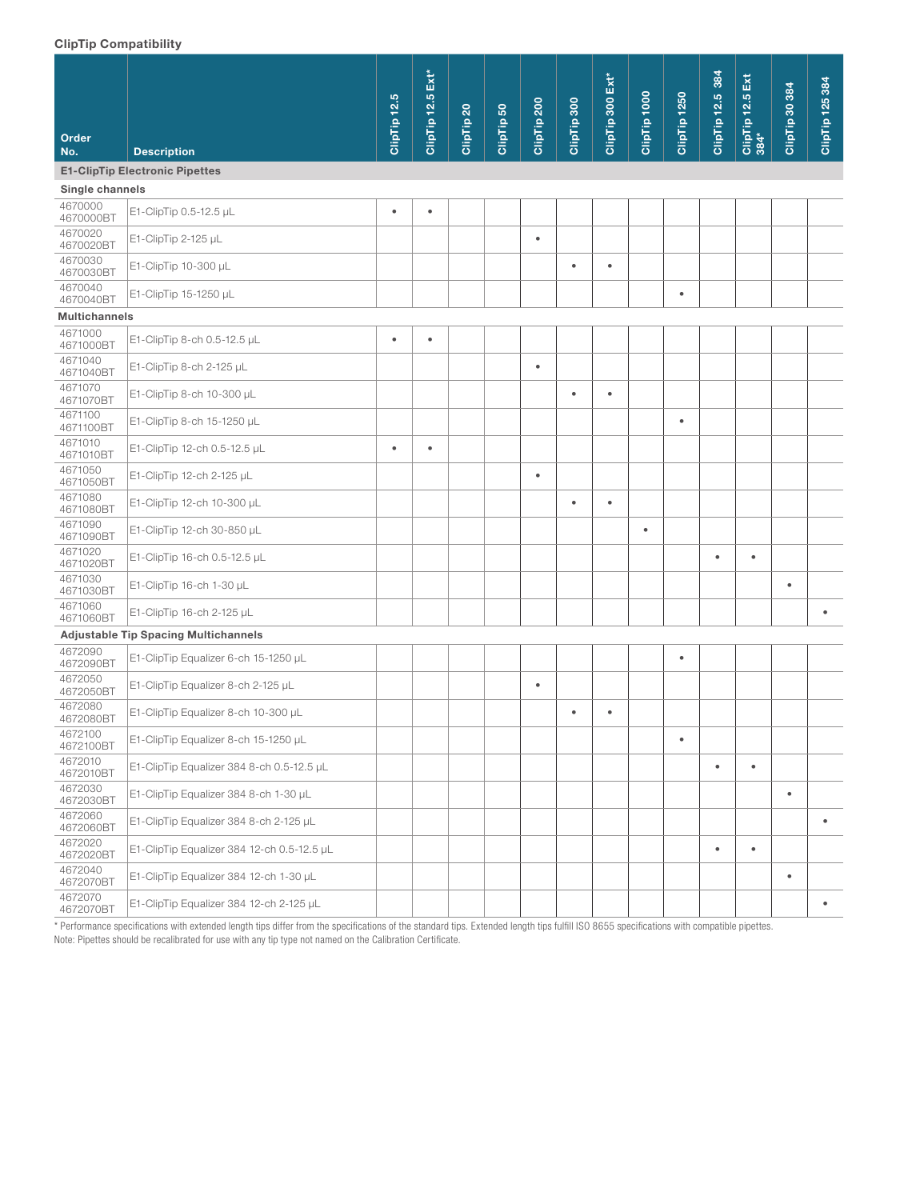### ClipTip Compatibility

| Order No. | Description | ClipTip 12.5 | ClipTip 12.5 Ext* | ClipTip 20 | ClipTip 50 | ClipTip 200 | ClipTip 300 | ClipTip 300 Ext* | ClipTip 1000 | ClipTip 1250 | ClipTip 12.5 384 | ClipTip 12.5 Ext 384* | ClipTip 30 384 | ClipTip 125 384 |
|---|---|---|---|---|---|---|---|---|---|---|---|---|---|---|
| **E1-ClipTip Electronic Pipettes** | | | | | | | | | | | | | | |
| **Single channels** | | | | | | | | | | | | | | |
| 4670000 4670000BT | E1-ClipTip 0.5-12.5 µL | • | • | | | | | | | | | | | |
| 4670020 4670020BT | E1-ClipTip 2-125 µL | | | | | • | | | | | | | | |
| 4670030 4670030BT | E1-ClipTip 10-300 µL | | | | | | • | • | | | | | | |
| 4670040 4670040BT | E1-ClipTip 15-1250 µL | | | | | | | | | • | | | | |
| **Multichannels** | | | | | | | | | | | | | | |
| 4671000 4671000BT | E1-ClipTip 8-ch 0.5-12.5 µL | • | • | | | | | | | | | | | |
| 4671040 4671040BT | E1-ClipTip 8-ch 2-125 µL | | | | | • | | | | | | | | |
| 4671070 4671070BT | E1-ClipTip 8-ch 10-300 µL | | | | | | • | • | | | | | | |
| 4671100 4671100BT | E1-ClipTip 8-ch 15-1250 µL | | | | | | | | | • | | | | |
| 4671010 4671010BT | E1-ClipTip 12-ch 0.5-12.5 µL | • | • | | | | | | | | | | | |
| 4671050 4671050BT | E1-ClipTip 12-ch 2-125 µL | | | | | • | | | | | | | | |
| 4671080 4671080BT | E1-ClipTip 12-ch 10-300 µL | | | | | | • | • | | | | | | |
| 4671090 4671090BT | E1-ClipTip 12-ch 30-850 µL | | | | | | | | • | | | | | |
| 4671020 4671020BT | E1-ClipTip 16-ch 0.5-12.5 µL | | | | | | | | | | • | • | | |
| 4671030 4671030BT | E1-ClipTip 16-ch 1-30 µL | | | | | | | | | | | | • | |
| 4671060 4671060BT | E1-ClipTip 16-ch 2-125 µL | | | | | | | | | | | | | • |
| **Adjustable Tip Spacing Multichannels** | | | | | | | | | | | | | | |
| 4672090 4672090BT | E1-ClipTip Equalizer 6-ch 15-1250 µL | | | | | | | | | • | | | | |
| 4672050 4672050BT | E1-ClipTip Equalizer 8-ch 2-125 µL | | | | | • | | | | | | | | |
| 4672080 4672080BT | E1-ClipTip Equalizer 8-ch 10-300 µL | | | | | | • | • | | | | | | |
| 4672100 4672100BT | E1-ClipTip Equalizer 8-ch 15-1250 µL | | | | | | | | | • | | | | |
| 4672010 4672010BT | E1-ClipTip Equalizer 384 8-ch 0.5-12.5 µL | | | | | | | | | | • | • | | |
| 4672030 4672030BT | E1-ClipTip Equalizer 384 8-ch 1-30 µL | | | | | | | | | | | | • | |
| 4672060 4672060BT | E1-ClipTip Equalizer 384 8-ch 2-125 µL | | | | | | | | | | | | | • |
| 4672020 4672020BT | E1-ClipTip Equalizer 384 12-ch 0.5-12.5 µL | | | | | | | | | | • | • | | |
| 4672040 4672070BT | E1-ClipTip Equalizer 384 12-ch 1-30 µL | | | | | | | | | | | | • | |
| 4672070 4672070BT | E1-ClipTip Equalizer 384 12-ch 2-125 µL | | | | | | | | | | | | | • |

\* Performance specifications with extended length tips differ from the specifications of the standard tips. Extended length tips fulfill ISO 8655 specifications with compatible pipettes.
Note: Pipettes should be recalibrated for use with any tip type not named on the Calibration Certificate.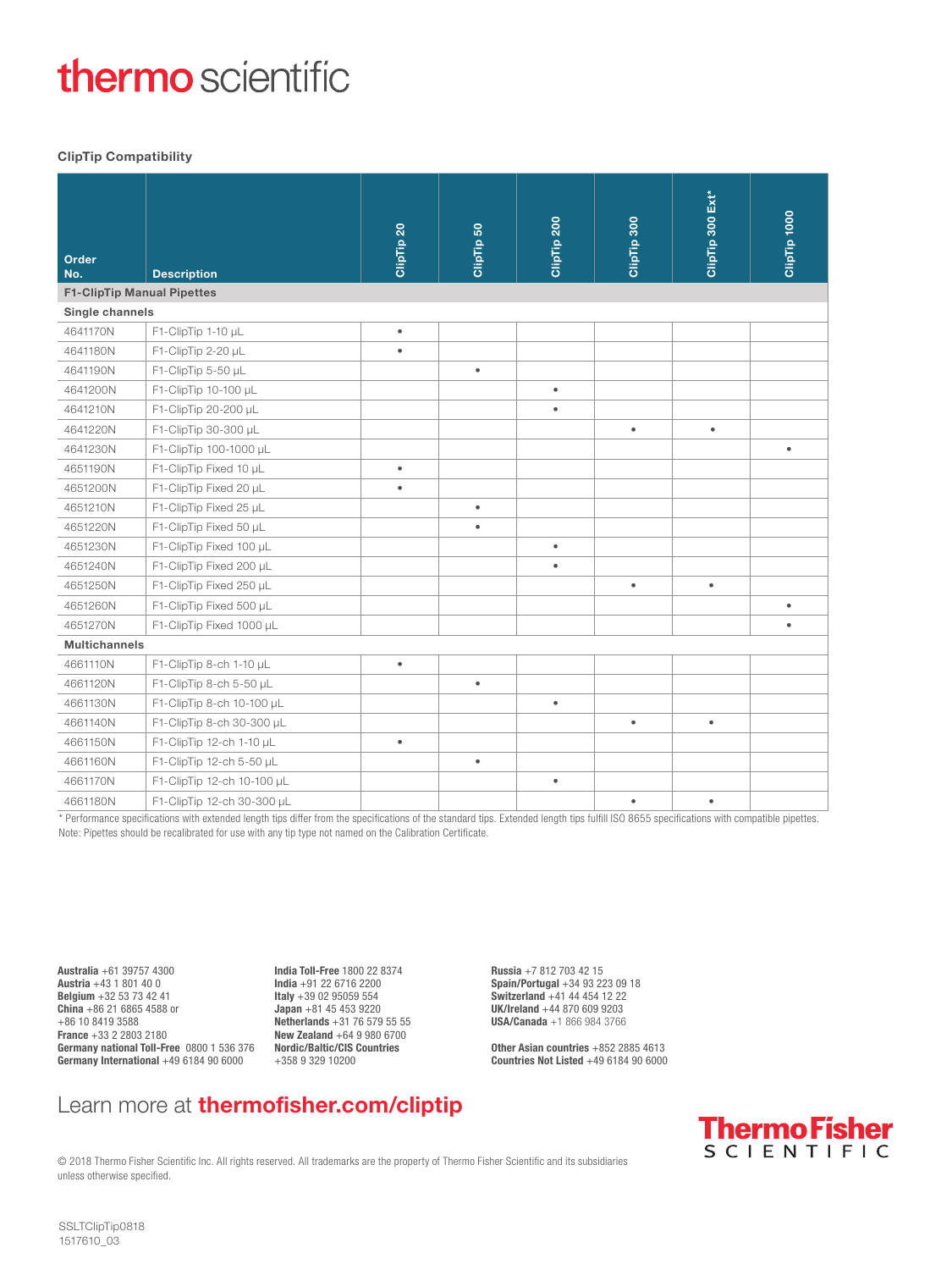# thermo scientific

### ClipTip Compatibility

| Order No. | Description | ClipTip 20 | ClipTip 50 | ClipTip 200 | ClipTip 300 | ClipTip 300 Ext* | ClipTip 1000 |
|---|---|---|---|---|---|---|---|
| **F1-ClipTip Manual Pipettes** | | | | | | | |
| **Single channels** | | | | | | | |
| 4641170N | F1-ClipTip 1-10 µL | • | | | | | |
| 4641180N | F1-ClipTip 2-20 µL | • | | | | | |
| 4641190N | F1-ClipTip 5-50 µL | | • | | | | |
| 4641200N | F1-ClipTip 10-100 µL | | | • | | | |
| 4641210N | F1-ClipTip 20-200 µL | | | • | | | |
| 4641220N | F1-ClipTip 30-300 µL | | | | • | • | |
| 4641230N | F1-ClipTip 100-1000 µL | | | | | | • |
| 4651190N | F1-ClipTip Fixed 10 µL | • | | | | | |
| 4651200N | F1-ClipTip Fixed 20 µL | • | | | | | |
| 4651210N | F1-ClipTip Fixed 25 µL | | • | | | | |
| 4651220N | F1-ClipTip Fixed 50 µL | | • | | | | |
| 4651230N | F1-ClipTip Fixed 100 µL | | | • | | | |
| 4651240N | F1-ClipTip Fixed 200 µL | | | • | | | |
| 4651250N | F1-ClipTip Fixed 250 µL | | | | • | • | |
| 4651260N | F1-ClipTip Fixed 500 µL | | | | | | • |
| 4651270N | F1-ClipTip Fixed 1000 µL | | | | | | • |
| **Multichannels** | | | | | | | |
| 4661110N | F1-ClipTip 8-ch 1-10 µL | • | | | | | |
| 4661120N | F1-ClipTip 8-ch 5-50 µL | | • | | | | |
| 4661130N | F1-ClipTip 8-ch 10-100 µL | | | • | | | |
| 4661140N | F1-ClipTip 8-ch 30-300 µL | | | | • | • | |
| 4661150N | F1-ClipTip 12-ch 1-10 µL | • | | | | | |
| 4661160N | F1-ClipTip 12-ch 5-50 µL | | • | | | | |
| 4661170N | F1-ClipTip 12-ch 10-100 µL | | | • | | | |
| 4661180N | F1-ClipTip 12-ch 30-300 µL | | | | • | • | |

* Performance specifications with extended length tips differ from the specifications of the standard tips. Extended length tips fulfill ISO 8655 specifications with compatible pipettes.
Note: Pipettes should be recalibrated for use with any tip type not named on the Calibration Certificate.

**Australia** +61 39757 4300
**Austria** +43 1 801 40 0
**Belgium** +32 53 73 42 41
**China** +86 21 6865 4588 or +86 10 8419 3588
**France** +33 2 2803 2180
**Germany national Toll-Free** 0800 1 536 376
**Germany International** +49 6184 90 6000
**India Toll-Free** 1800 22 8374
**India** +91 22 6716 2200
**Italy** +39 02 95059 554
**Japan** +81 45 453 9220
**Netherlands** +31 76 579 55 55
**New Zealand** +64 9 980 6700
**Nordic/Baltic/CIS Countries** +358 9 329 10200
**Russia** +7 812 703 42 15
**Spain/Portugal** +34 93 223 09 18
**Switzerland** +41 44 454 12 22
**UK/Ireland** +44 870 609 9203
**USA/Canada** +1 866 984 3766
**Other Asian countries** +852 2885 4613
**Countries Not Listed** +49 6184 90 6000

Learn more at **thermofisher.com/cliptip**

ThermoFisher SCIENTIFIC

© 2018 Thermo Fisher Scientific Inc. All rights reserved. All trademarks are the property of Thermo Fisher Scientific and its subsidiaries unless otherwise specified.

SSLTClipTip0818
1517610_03